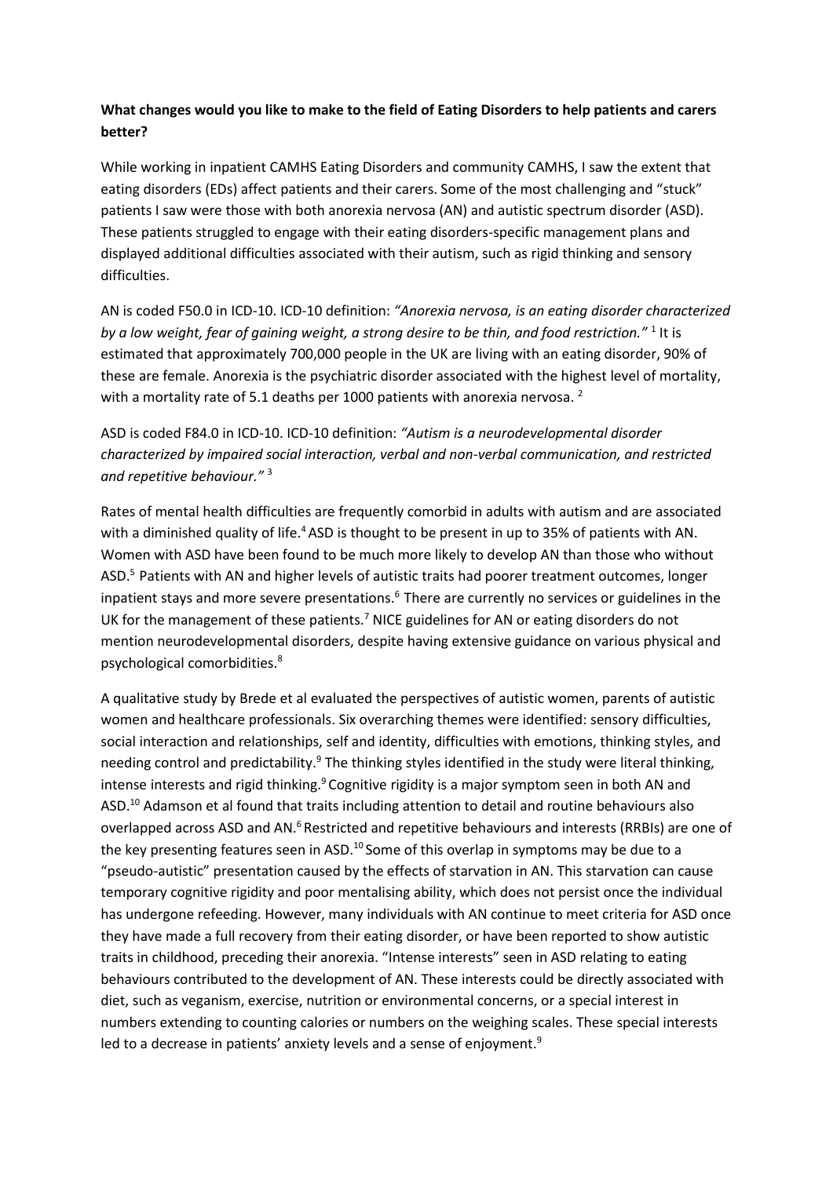**What changes would you like to make to the field of Eating Disorders to help patients and carers better?**

While working in inpatient CAMHS Eating Disorders and community CAMHS, I saw the extent that eating disorders (EDs) affect patients and their carers. Some of the most challenging and "stuck" patients I saw were those with both anorexia nervosa (AN) and autistic spectrum disorder (ASD). These patients struggled to engage with their eating disorders-specific management plans and displayed additional difficulties associated with their autism, such as rigid thinking and sensory difficulties.

AN is coded F50.0 in ICD-10. ICD-10 definition: *"Anorexia nervosa, is an eating disorder characterized by a low weight, fear of gaining weight, a strong desire to be thin, and food restriction."* [1] It is estimated that approximately 700,000 people in the UK are living with an eating disorder, 90% of these are female. Anorexia is the psychiatric disorder associated with the highest level of mortality, with a mortality rate of 5.1 deaths per 1000 patients with anorexia nervosa. [2]

ASD is coded F84.0 in ICD-10. ICD-10 definition: *"Autism is a neurodevelopmental disorder characterized by impaired social interaction, verbal and non-verbal communication, and restricted and repetitive behaviour."* [3]

Rates of mental health difficulties are frequently comorbid in adults with autism and are associated with a diminished quality of life.[4] ASD is thought to be present in up to 35% of patients with AN. Women with ASD have been found to be much more likely to develop AN than those who without ASD.[5] Patients with AN and higher levels of autistic traits had poorer treatment outcomes, longer inpatient stays and more severe presentations.[6] There are currently no services or guidelines in the UK for the management of these patients.[7] NICE guidelines for AN or eating disorders do not mention neurodevelopmental disorders, despite having extensive guidance on various physical and psychological comorbidities.[8]

A qualitative study by Brede et al evaluated the perspectives of autistic women, parents of autistic women and healthcare professionals. Six overarching themes were identified: sensory difficulties, social interaction and relationships, self and identity, difficulties with emotions, thinking styles, and needing control and predictability.[9] The thinking styles identified in the study were literal thinking, intense interests and rigid thinking.[9] Cognitive rigidity is a major symptom seen in both AN and ASD.[10] Adamson et al found that traits including attention to detail and routine behaviours also overlapped across ASD and AN.[6] Restricted and repetitive behaviours and interests (RRBIs) are one of the key presenting features seen in ASD.[10] Some of this overlap in symptoms may be due to a "pseudo-autistic" presentation caused by the effects of starvation in AN. This starvation can cause temporary cognitive rigidity and poor mentalising ability, which does not persist once the individual has undergone refeeding. However, many individuals with AN continue to meet criteria for ASD once they have made a full recovery from their eating disorder, or have been reported to show autistic traits in childhood, preceding their anorexia. "Intense interests" seen in ASD relating to eating behaviours contributed to the development of AN. These interests could be directly associated with diet, such as veganism, exercise, nutrition or environmental concerns, or a special interest in numbers extending to counting calories or numbers on the weighing scales. These special interests led to a decrease in patients' anxiety levels and a sense of enjoyment.[9]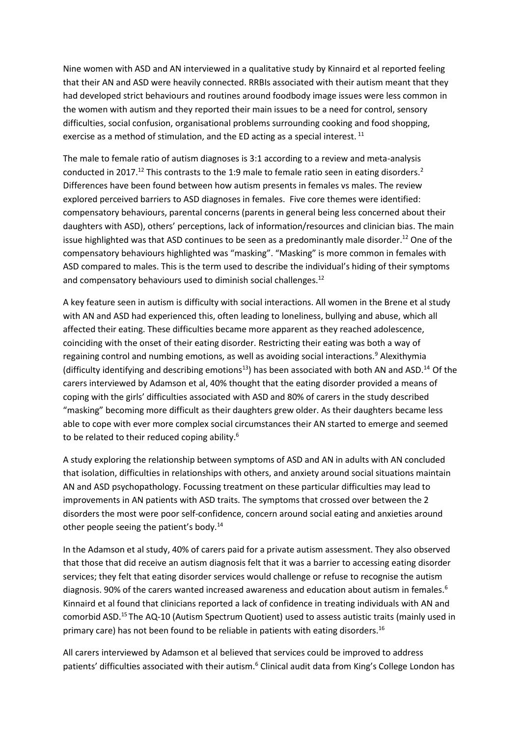Nine women with ASD and AN interviewed in a qualitative study by Kinnaird et al reported feeling that their AN and ASD were heavily connected. RRBIs associated with their autism meant that they had developed strict behaviours and routines around foodbody image issues were less common in the women with autism and they reported their main issues to be a need for control, sensory difficulties, social confusion, organisational problems surrounding cooking and food shopping, exercise as a method of stimulation, and the ED acting as a special interest. [11]

The male to female ratio of autism diagnoses is 3:1 according to a review and meta-analysis conducted in 2017.[12] This contrasts to the 1:9 male to female ratio seen in eating disorders.[2] Differences have been found between how autism presents in females vs males. The review explored perceived barriers to ASD diagnoses in females. Five core themes were identified: compensatory behaviours, parental concerns (parents in general being less concerned about their daughters with ASD), others' perceptions, lack of information/resources and clinician bias. The main issue highlighted was that ASD continues to be seen as a predominantly male disorder.[12] One of the compensatory behaviours highlighted was "masking". "Masking" is more common in females with ASD compared to males. This is the term used to describe the individual's hiding of their symptoms and compensatory behaviours used to diminish social challenges.[12]

A key feature seen in autism is difficulty with social interactions. All women in the Brene et al study with AN and ASD had experienced this, often leading to loneliness, bullying and abuse, which all affected their eating. These difficulties became more apparent as they reached adolescence, coinciding with the onset of their eating disorder. Restricting their eating was both a way of regaining control and numbing emotions, as well as avoiding social interactions.[9] Alexithymia (difficulty identifying and describing emotions[13]) has been associated with both AN and ASD.[14] Of the carers interviewed by Adamson et al, 40% thought that the eating disorder provided a means of coping with the girls' difficulties associated with ASD and 80% of carers in the study described "masking" becoming more difficult as their daughters grew older. As their daughters became less able to cope with ever more complex social circumstances their AN started to emerge and seemed to be related to their reduced coping ability.[6]

A study exploring the relationship between symptoms of ASD and AN in adults with AN concluded that isolation, difficulties in relationships with others, and anxiety around social situations maintain AN and ASD psychopathology. Focussing treatment on these particular difficulties may lead to improvements in AN patients with ASD traits. The symptoms that crossed over between the 2 disorders the most were poor self-confidence, concern around social eating and anxieties around other people seeing the patient's body.[14]

In the Adamson et al study, 40% of carers paid for a private autism assessment. They also observed that those that did receive an autism diagnosis felt that it was a barrier to accessing eating disorder services; they felt that eating disorder services would challenge or refuse to recognise the autism diagnosis. 90% of the carers wanted increased awareness and education about autism in females.[6] Kinnaird et al found that clinicians reported a lack of confidence in treating individuals with AN and comorbid ASD.[15] The AQ-10 (Autism Spectrum Quotient) used to assess autistic traits (mainly used in primary care) has not been found to be reliable in patients with eating disorders.[16]

All carers interviewed by Adamson et al believed that services could be improved to address patients' difficulties associated with their autism.[6] Clinical audit data from King's College London has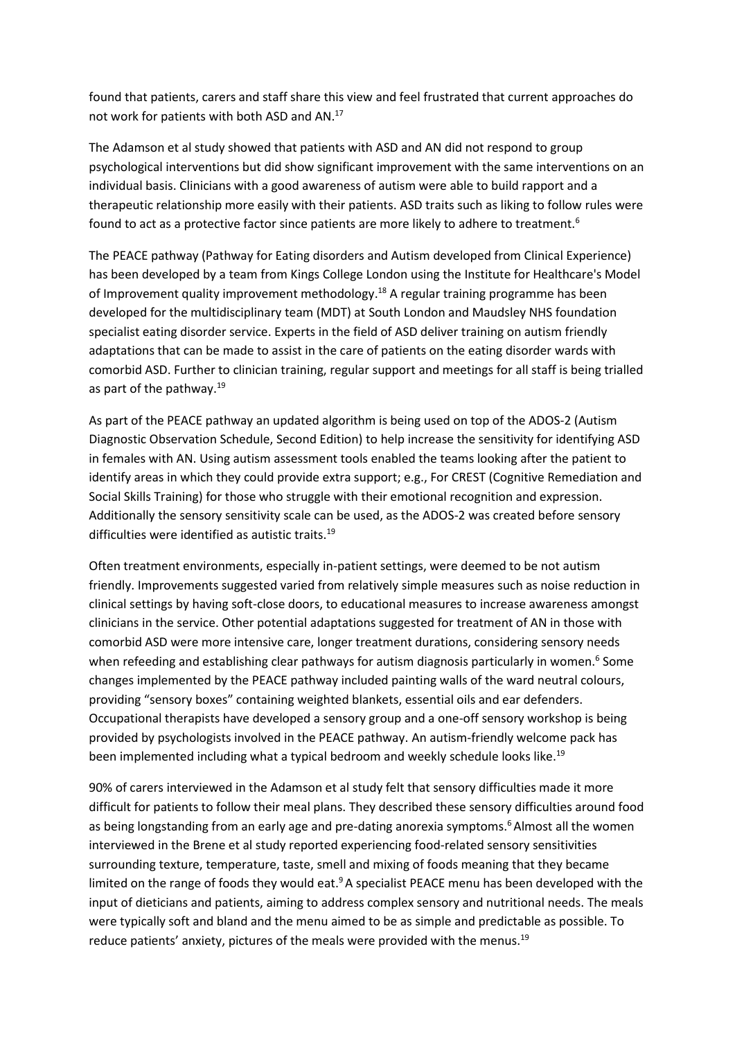found that patients, carers and staff share this view and feel frustrated that current approaches do not work for patients with both ASD and AN.[17]

The Adamson et al study showed that patients with ASD and AN did not respond to group psychological interventions but did show significant improvement with the same interventions on an individual basis. Clinicians with a good awareness of autism were able to build rapport and a therapeutic relationship more easily with their patients. ASD traits such as liking to follow rules were found to act as a protective factor since patients are more likely to adhere to treatment.[6]

The PEACE pathway (Pathway for Eating disorders and Autism developed from Clinical Experience) has been developed by a team from Kings College London using the Institute for Healthcare's Model of Improvement quality improvement methodology.[18] A regular training programme has been developed for the multidisciplinary team (MDT) at South London and Maudsley NHS foundation specialist eating disorder service. Experts in the field of ASD deliver training on autism friendly adaptations that can be made to assist in the care of patients on the eating disorder wards with comorbid ASD. Further to clinician training, regular support and meetings for all staff is being trialled as part of the pathway.[19]

As part of the PEACE pathway an updated algorithm is being used on top of the ADOS-2 (Autism Diagnostic Observation Schedule, Second Edition) to help increase the sensitivity for identifying ASD in females with AN. Using autism assessment tools enabled the teams looking after the patient to identify areas in which they could provide extra support; e.g., For CREST (Cognitive Remediation and Social Skills Training) for those who struggle with their emotional recognition and expression. Additionally the sensory sensitivity scale can be used, as the ADOS-2 was created before sensory difficulties were identified as autistic traits.[19]

Often treatment environments, especially in-patient settings, were deemed to be not autism friendly. Improvements suggested varied from relatively simple measures such as noise reduction in clinical settings by having soft-close doors, to educational measures to increase awareness amongst clinicians in the service. Other potential adaptations suggested for treatment of AN in those with comorbid ASD were more intensive care, longer treatment durations, considering sensory needs when refeeding and establishing clear pathways for autism diagnosis particularly in women.[6] Some changes implemented by the PEACE pathway included painting walls of the ward neutral colours, providing "sensory boxes" containing weighted blankets, essential oils and ear defenders. Occupational therapists have developed a sensory group and a one-off sensory workshop is being provided by psychologists involved in the PEACE pathway. An autism-friendly welcome pack has been implemented including what a typical bedroom and weekly schedule looks like.[19]

90% of carers interviewed in the Adamson et al study felt that sensory difficulties made it more difficult for patients to follow their meal plans. They described these sensory difficulties around food as being longstanding from an early age and pre-dating anorexia symptoms.[6] Almost all the women interviewed in the Brene et al study reported experiencing food-related sensory sensitivities surrounding texture, temperature, taste, smell and mixing of foods meaning that they became limited on the range of foods they would eat.[9] A specialist PEACE menu has been developed with the input of dieticians and patients, aiming to address complex sensory and nutritional needs. The meals were typically soft and bland and the menu aimed to be as simple and predictable as possible. To reduce patients' anxiety, pictures of the meals were provided with the menus.[19]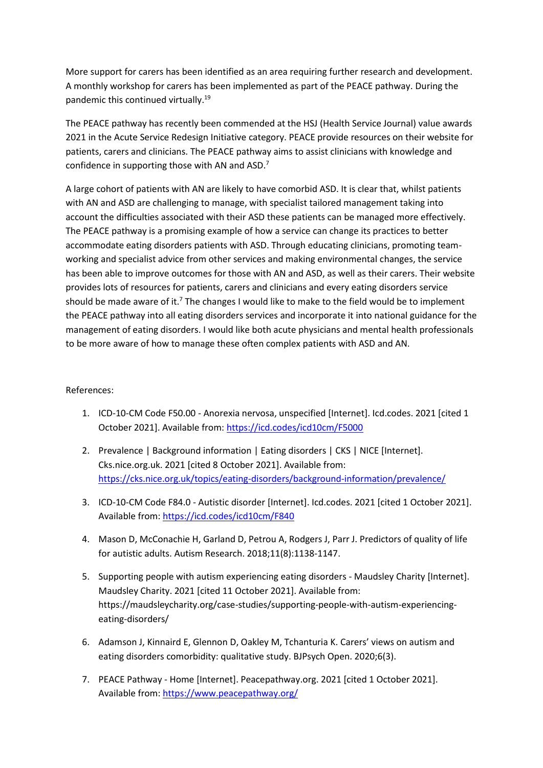More support for carers has been identified as an area requiring further research and development. A monthly workshop for carers has been implemented as part of the PEACE pathway. During the pandemic this continued virtually.[19]

The PEACE pathway has recently been commended at the HSJ (Health Service Journal) value awards 2021 in the Acute Service Redesign Initiative category. PEACE provide resources on their website for patients, carers and clinicians. The PEACE pathway aims to assist clinicians with knowledge and confidence in supporting those with AN and ASD.[7]

A large cohort of patients with AN are likely to have comorbid ASD. It is clear that, whilst patients with AN and ASD are challenging to manage, with specialist tailored management taking into account the difficulties associated with their ASD these patients can be managed more effectively. The PEACE pathway is a promising example of how a service can change its practices to better accommodate eating disorders patients with ASD. Through educating clinicians, promoting team-working and specialist advice from other services and making environmental changes, the service has been able to improve outcomes for those with AN and ASD, as well as their carers. Their website provides lots of resources for patients, carers and clinicians and every eating disorders service should be made aware of it.[7] The changes I would like to make to the field would be to implement the PEACE pathway into all eating disorders services and incorporate it into national guidance for the management of eating disorders. I would like both acute physicians and mental health professionals to be more aware of how to manage these often complex patients with ASD and AN.

References:

1. ICD-10-CM Code F50.00 - Anorexia nervosa, unspecified [Internet]. Icd.codes. 2021 [cited 1 October 2021]. Available from: https://icd.codes/icd10cm/F5000
2. Prevalence | Background information | Eating disorders | CKS | NICE [Internet]. Cks.nice.org.uk. 2021 [cited 8 October 2021]. Available from: https://cks.nice.org.uk/topics/eating-disorders/background-information/prevalence/
3. ICD-10-CM Code F84.0 - Autistic disorder [Internet]. Icd.codes. 2021 [cited 1 October 2021]. Available from: https://icd.codes/icd10cm/F840
4. Mason D, McConachie H, Garland D, Petrou A, Rodgers J, Parr J. Predictors of quality of life for autistic adults. Autism Research. 2018;11(8):1138-1147.
5. Supporting people with autism experiencing eating disorders - Maudsley Charity [Internet]. Maudsley Charity. 2021 [cited 11 October 2021]. Available from: https://maudsleycharity.org/case-studies/supporting-people-with-autism-experiencing-eating-disorders/
6. Adamson J, Kinnaird E, Glennon D, Oakley M, Tchanturia K. Carers' views on autism and eating disorders comorbidity: qualitative study. BJPsych Open. 2020;6(3).
7. PEACE Pathway - Home [Internet]. Peacepathway.org. 2021 [cited 1 October 2021]. Available from: https://www.peacepathway.org/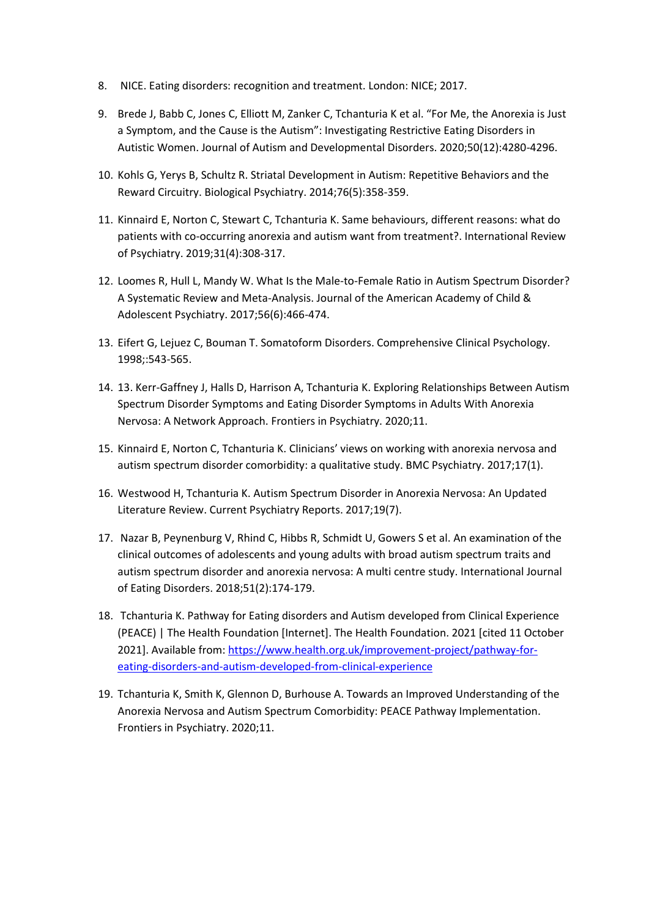8. NICE. Eating disorders: recognition and treatment. London: NICE; 2017.

9. Brede J, Babb C, Jones C, Elliott M, Zanker C, Tchanturia K et al. "For Me, the Anorexia is Just a Symptom, and the Cause is the Autism": Investigating Restrictive Eating Disorders in Autistic Women. Journal of Autism and Developmental Disorders. 2020;50(12):4280-4296.

10. Kohls G, Yerys B, Schultz R. Striatal Development in Autism: Repetitive Behaviors and the Reward Circuitry. Biological Psychiatry. 2014;76(5):358-359.

11. Kinnaird E, Norton C, Stewart C, Tchanturia K. Same behaviours, different reasons: what do patients with co-occurring anorexia and autism want from treatment?. International Review of Psychiatry. 2019;31(4):308-317.

12. Loomes R, Hull L, Mandy W. What Is the Male-to-Female Ratio in Autism Spectrum Disorder? A Systematic Review and Meta-Analysis. Journal of the American Academy of Child & Adolescent Psychiatry. 2017;56(6):466-474.

13. Eifert G, Lejuez C, Bouman T. Somatoform Disorders. Comprehensive Clinical Psychology. 1998;:543-565.

14. 13. Kerr-Gaffney J, Halls D, Harrison A, Tchanturia K. Exploring Relationships Between Autism Spectrum Disorder Symptoms and Eating Disorder Symptoms in Adults With Anorexia Nervosa: A Network Approach. Frontiers in Psychiatry. 2020;11.

15. Kinnaird E, Norton C, Tchanturia K. Clinicians' views on working with anorexia nervosa and autism spectrum disorder comorbidity: a qualitative study. BMC Psychiatry. 2017;17(1).

16. Westwood H, Tchanturia K. Autism Spectrum Disorder in Anorexia Nervosa: An Updated Literature Review. Current Psychiatry Reports. 2017;19(7).

17. Nazar B, Peynenburg V, Rhind C, Hibbs R, Schmidt U, Gowers S et al. An examination of the clinical outcomes of adolescents and young adults with broad autism spectrum traits and autism spectrum disorder and anorexia nervosa: A multi centre study. International Journal of Eating Disorders. 2018;51(2):174-179.

18. Tchanturia K. Pathway for Eating disorders and Autism developed from Clinical Experience (PEACE) | The Health Foundation [Internet]. The Health Foundation. 2021 [cited 11 October 2021]. Available from: https://www.health.org.uk/improvement-project/pathway-for-eating-disorders-and-autism-developed-from-clinical-experience

19. Tchanturia K, Smith K, Glennon D, Burhouse A. Towards an Improved Understanding of the Anorexia Nervosa and Autism Spectrum Comorbidity: PEACE Pathway Implementation. Frontiers in Psychiatry. 2020;11.